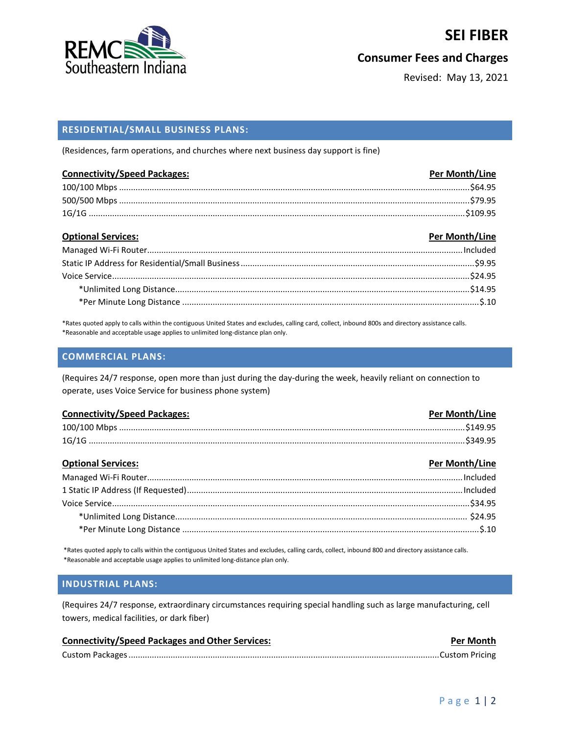REMC Southeastern Indiana

# SEI FIBER

## Consumer Fees and Charges

Revised: May 13, 2021

## RESIDENTIAL/SMALL BUSINESS PLANS:

(Residences, farm operations, and churches where next business day support is fine)

| Connectivity/Speed Packages: | Per Month/Line |
|---|---|
| 100/100 Mbps | $64.95 |
| 500/500 Mbps | $79.95 |
| 1G/1G | $109.95 |

| Optional Services: | Per Month/Line |
|---|---|
| Managed Wi-Fi Router | Included |
| Static IP Address for Residential/Small Business | $9.95 |
| Voice Service | $24.95 |
| *Unlimited Long Distance | $14.95 |
| *Per Minute Long Distance | $.10 |

*Rates quoted apply to calls within the contiguous United States and excludes, calling card, collect, inbound 800s and directory assistance calls.
*Reasonable and acceptable usage applies to unlimited long-distance plan only.

## COMMERCIAL PLANS:

(Requires 24/7 response, open more than just during the day-during the week, heavily reliant on connection to operate, uses Voice Service for business phone system)

| Connectivity/Speed Packages: | Per Month/Line |
|---|---|
| 100/100 Mbps | $149.95 |
| 1G/1G | $349.95 |

| Optional Services: | Per Month/Line |
|---|---|
| Managed Wi-Fi Router | Included |
| 1 Static IP Address (If Requested) | Included |
| Voice Service | $34.95 |
| *Unlimited Long Distance | $24.95 |
| *Per Minute Long Distance | $.10 |

*Rates quoted apply to calls within the contiguous United States and excludes, calling cards, collect, inbound 800 and directory assistance calls.
*Reasonable and acceptable usage applies to unlimited long-distance plan only.

## INDUSTRIAL PLANS:

(Requires 24/7 response, extraordinary circumstances requiring special handling such as large manufacturing, cell towers, medical facilities, or dark fiber)

| Connectivity/Speed Packages and Other Services: | Per Month |
|---|---|
| Custom Packages | Custom Pricing |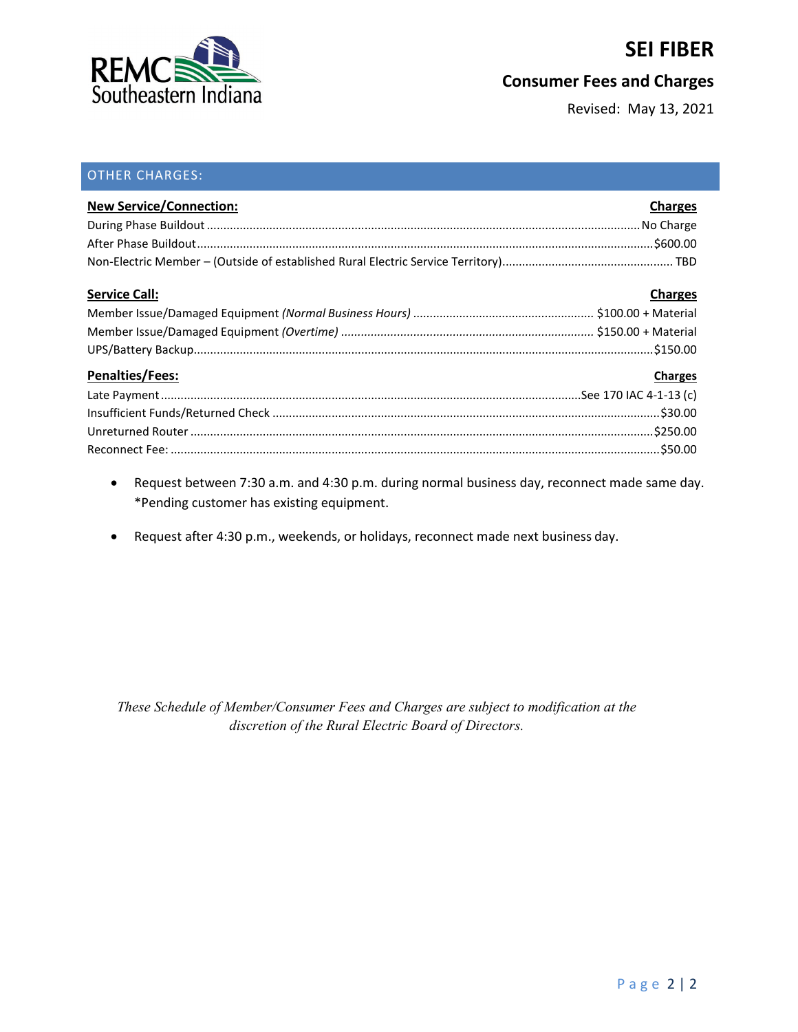# SEI FIBER

## Consumer Fees and Charges

Revised: May 13, 2021

## OTHER CHARGES:

| New Service/Connection: | Charges |
|---|---|
| During Phase Buildout | No Charge |
| After Phase Buildout | $600.00 |
| Non-Electric Member – (Outside of established Rural Electric Service Territory) | TBD |

| Service Call: | Charges |
|---|---|
| Member Issue/Damaged Equipment *(Normal Business Hours)* | $100.00 + Material |
| Member Issue/Damaged Equipment *(Overtime)* | $150.00 + Material |
| UPS/Battery Backup | $150.00 |

| Penalties/Fees: | Charges |
|---|---|
| Late Payment | See 170 IAC 4-1-13 (c) |
| Insufficient Funds/Returned Check | $30.00 |
| Unreturned Router | $250.00 |
| Reconnect Fee: | $50.00 |

- Request between 7:30 a.m. and 4:30 p.m. during normal business day, reconnect made same day. *Pending customer has existing equipment.
- Request after 4:30 p.m., weekends, or holidays, reconnect made next business day.

*These Schedule of Member/Consumer Fees and Charges are subject to modification at the discretion of the Rural Electric Board of Directors.*